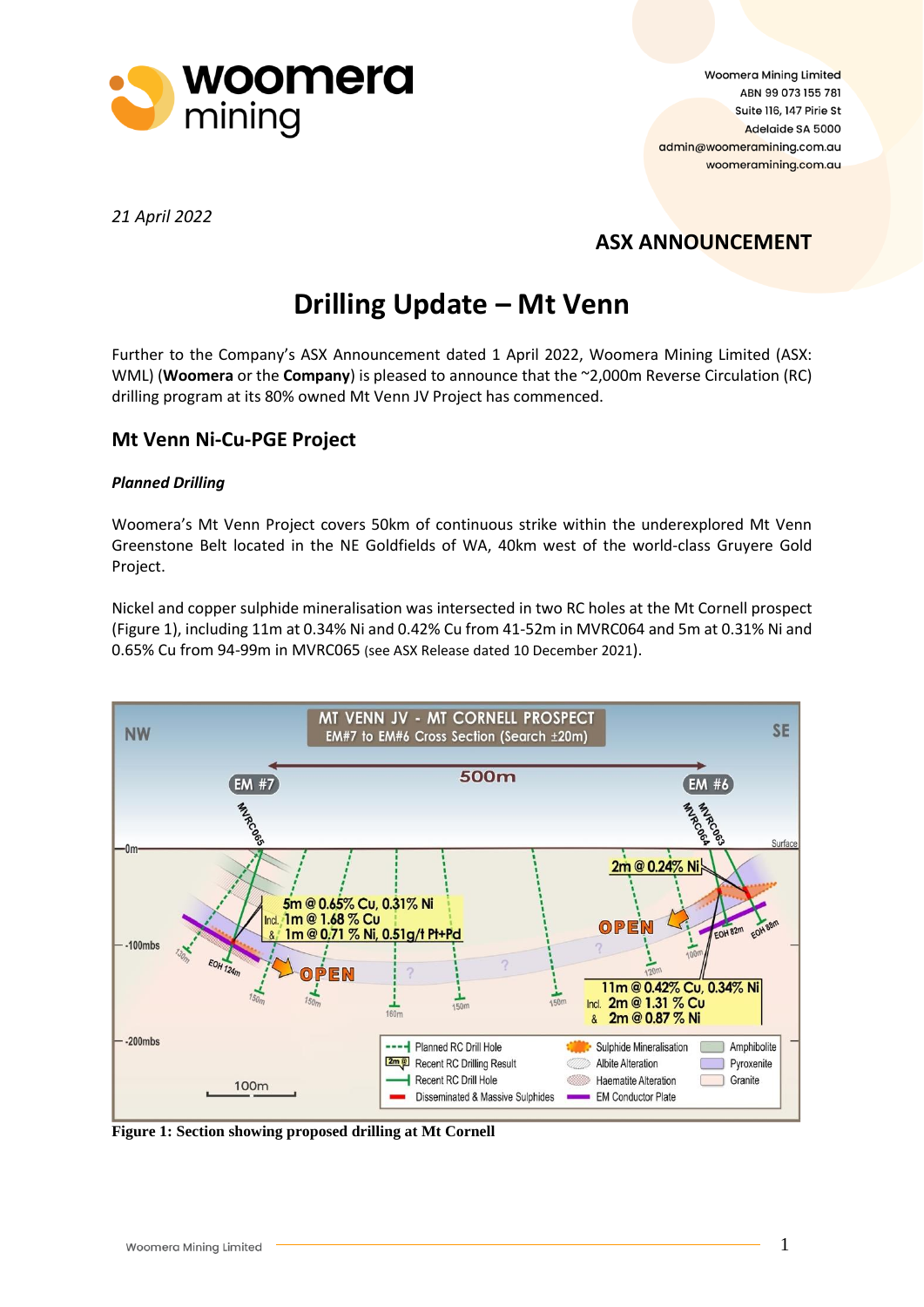Woomera Mining Limited
ABN 99 073 155 781
Suite 116, 147 Pirie St
Adelaide SA 5000
admin@woomeramining.com.au
woomeramining.com.au

*21 April 2022*

**ASX ANNOUNCEMENT**

# Drilling Update – Mt Venn

Further to the Company's ASX Announcement dated 1 April 2022, Woomera Mining Limited (ASX: WML) (**Woomera** or the **Company**) is pleased to announce that the ~2,000m Reverse Circulation (RC) drilling program at its 80% owned Mt Venn JV Project has commenced.

## Mt Venn Ni-Cu-PGE Project

***Planned Drilling***

Woomera's Mt Venn Project covers 50km of continuous strike within the underexplored Mt Venn Greenstone Belt located in the NE Goldfields of WA, 40km west of the world-class Gruyere Gold Project.

Nickel and copper sulphide mineralisation was intersected in two RC holes at the Mt Cornell prospect (Figure 1), including 11m at 0.34% Ni and 0.42% Cu from 41-52m in MVRC064 and 5m at 0.31% Ni and 0.65% Cu from 94-99m in MVRC065 (see ASX Release dated 10 December 2021).

**Figure 1: Section showing proposed drilling at Mt Cornell**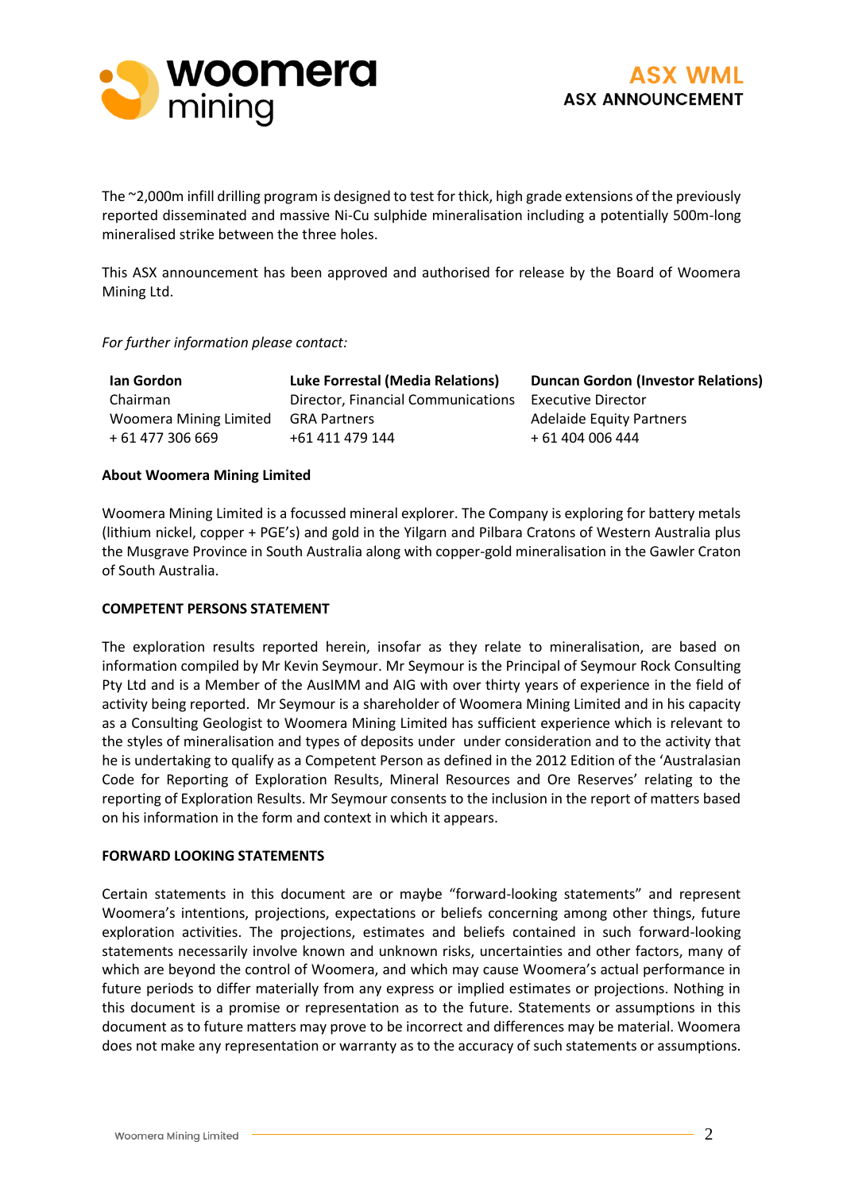The ~2,000m infill drilling program is designed to test for thick, high grade extensions of the previously reported disseminated and massive Ni-Cu sulphide mineralisation including a potentially 500m-long mineralised strike between the three holes.

This ASX announcement has been approved and authorised for release by the Board of Woomera Mining Ltd.

*For further information please contact:*

| **Ian Gordon** | **Luke Forrestal (Media Relations)** | **Duncan Gordon (Investor Relations)** |
|---|---|---|
| Chairman | Director, Financial Communications | Executive Director |
| Woomera Mining Limited | GRA Partners | Adelaide Equity Partners |
| + 61 477 306 669 | +61 411 479 144 | + 61 404 006 444 |

**About Woomera Mining Limited**

Woomera Mining Limited is a focussed mineral explorer. The Company is exploring for battery metals (lithium nickel, copper + PGE's) and gold in the Yilgarn and Pilbara Cratons of Western Australia plus the Musgrave Province in South Australia along with copper-gold mineralisation in the Gawler Craton of South Australia.

**COMPETENT PERSONS STATEMENT**

The exploration results reported herein, insofar as they relate to mineralisation, are based on information compiled by Mr Kevin Seymour. Mr Seymour is the Principal of Seymour Rock Consulting Pty Ltd and is a Member of the AusIMM and AIG with over thirty years of experience in the field of activity being reported. Mr Seymour is a shareholder of Woomera Mining Limited and in his capacity as a Consulting Geologist to Woomera Mining Limited has sufficient experience which is relevant to the styles of mineralisation and types of deposits under under consideration and to the activity that he is undertaking to qualify as a Competent Person as defined in the 2012 Edition of the 'Australasian Code for Reporting of Exploration Results, Mineral Resources and Ore Reserves' relating to the reporting of Exploration Results. Mr Seymour consents to the inclusion in the report of matters based on his information in the form and context in which it appears.

**FORWARD LOOKING STATEMENTS**

Certain statements in this document are or maybe "forward-looking statements" and represent Woomera's intentions, projections, expectations or beliefs concerning among other things, future exploration activities. The projections, estimates and beliefs contained in such forward-looking statements necessarily involve known and unknown risks, uncertainties and other factors, many of which are beyond the control of Woomera, and which may cause Woomera's actual performance in future periods to differ materially from any express or implied estimates or projections. Nothing in this document is a promise or representation as to the future. Statements or assumptions in this document as to future matters may prove to be incorrect and differences may be material. Woomera does not make any representation or warranty as to the accuracy of such statements or assumptions.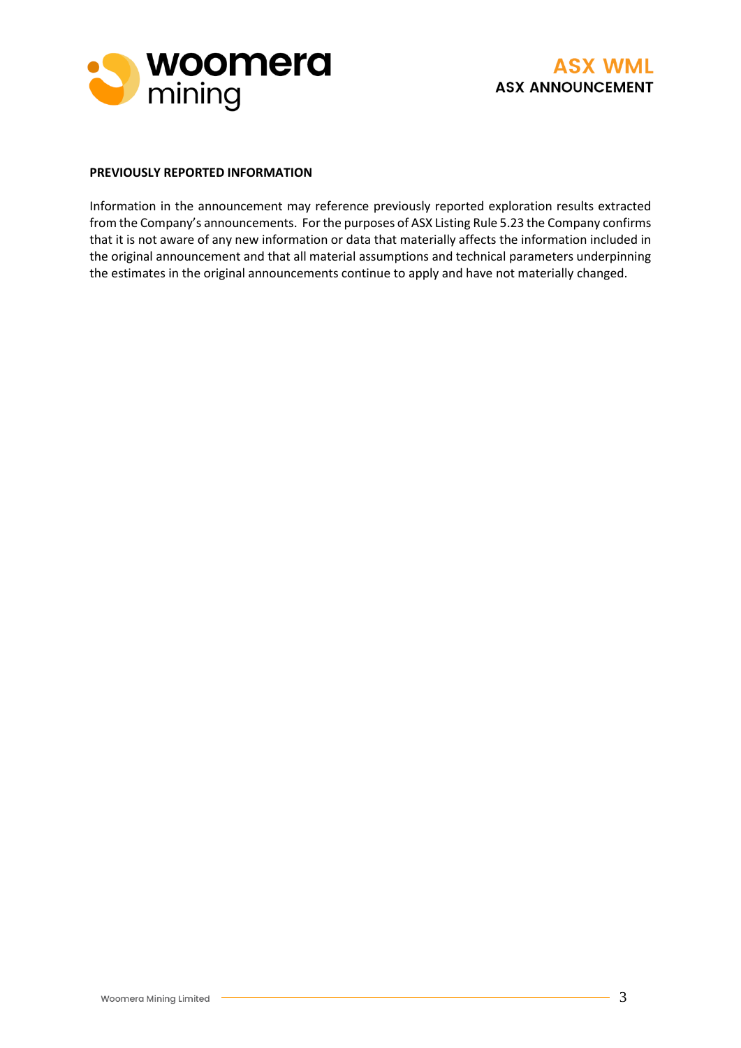**PREVIOUSLY REPORTED INFORMATION**

Information in the announcement may reference previously reported exploration results extracted from the Company's announcements. For the purposes of ASX Listing Rule 5.23 the Company confirms that it is not aware of any new information or data that materially affects the information included in the original announcement and that all material assumptions and technical parameters underpinning the estimates in the original announcements continue to apply and have not materially changed.